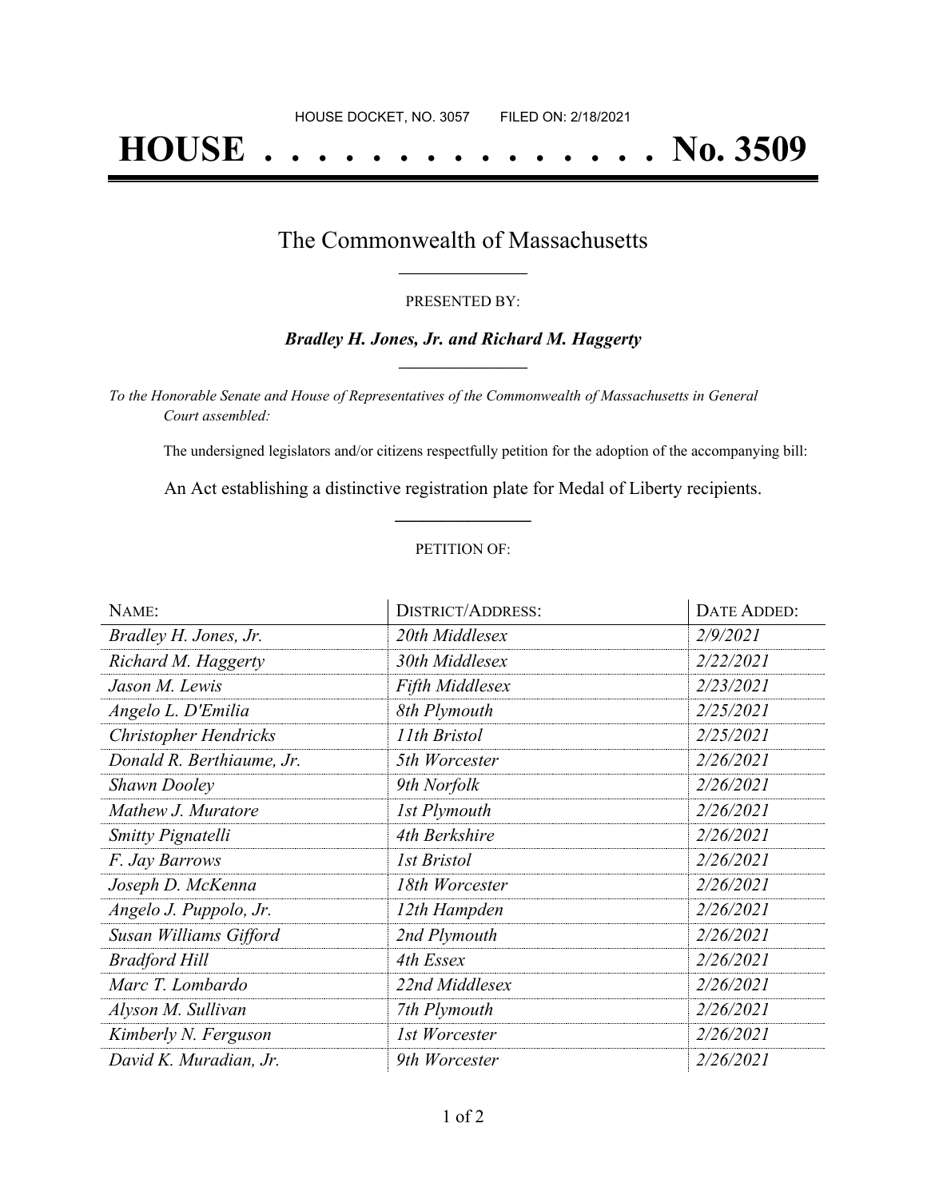HOUSE DOCKET, NO. 3057 FILED ON: 2/18/2021

# HOUSE . . . . . . . . . . . . . . . No. 3509

## The Commonwealth of Massachusetts

PRESENTED BY:

***Bradley H. Jones, Jr. and Richard M. Haggerty***

*To the Honorable Senate and House of Representatives of the Commonwealth of Massachusetts in General Court assembled:*

The undersigned legislators and/or citizens respectfully petition for the adoption of the accompanying bill:

An Act establishing a distinctive registration plate for Medal of Liberty recipients.

PETITION OF:

| NAME: | DISTRICT/ADDRESS: | DATE ADDED: |
|---|---|---|
| *Bradley H. Jones, Jr.* | *20th Middlesex* | *2/9/2021* |
| *Richard M. Haggerty* | *30th Middlesex* | *2/22/2021* |
| *Jason M. Lewis* | *Fifth Middlesex* | *2/23/2021* |
| *Angelo L. D'Emilia* | *8th Plymouth* | *2/25/2021* |
| *Christopher Hendricks* | *11th Bristol* | *2/25/2021* |
| *Donald R. Berthiaume, Jr.* | *5th Worcester* | *2/26/2021* |
| *Shawn Dooley* | *9th Norfolk* | *2/26/2021* |
| *Mathew J. Muratore* | *1st Plymouth* | *2/26/2021* |
| *Smitty Pignatelli* | *4th Berkshire* | *2/26/2021* |
| *F. Jay Barrows* | *1st Bristol* | *2/26/2021* |
| *Joseph D. McKenna* | *18th Worcester* | *2/26/2021* |
| *Angelo J. Puppolo, Jr.* | *12th Hampden* | *2/26/2021* |
| *Susan Williams Gifford* | *2nd Plymouth* | *2/26/2021* |
| *Bradford Hill* | *4th Essex* | *2/26/2021* |
| *Marc T. Lombardo* | *22nd Middlesex* | *2/26/2021* |
| *Alyson M. Sullivan* | *7th Plymouth* | *2/26/2021* |
| *Kimberly N. Ferguson* | *1st Worcester* | *2/26/2021* |
| *David K. Muradian, Jr.* | *9th Worcester* | *2/26/2021* |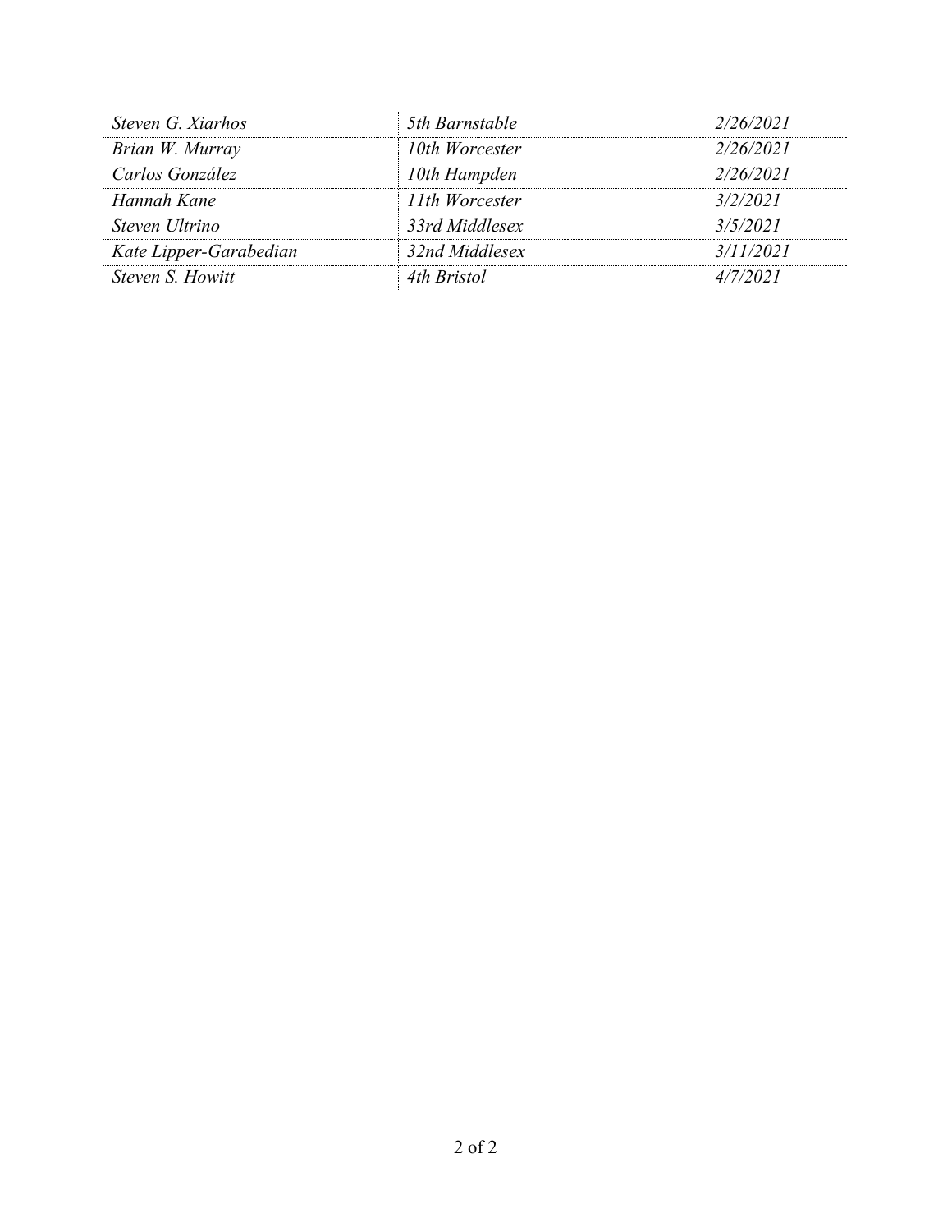| | | |
|---|---|---|
| *Steven G. Xiarhos* | *5th Barnstable* | *2/26/2021* |
| *Brian W. Murray* | *10th Worcester* | *2/26/2021* |
| *Carlos González* | *10th Hampden* | *2/26/2021* |
| *Hannah Kane* | *11th Worcester* | *3/2/2021* |
| *Steven Ultrino* | *33rd Middlesex* | *3/5/2021* |
| *Kate Lipper-Garabedian* | *32nd Middlesex* | *3/11/2021* |
| *Steven S. Howitt* | *4th Bristol* | *4/7/2021* |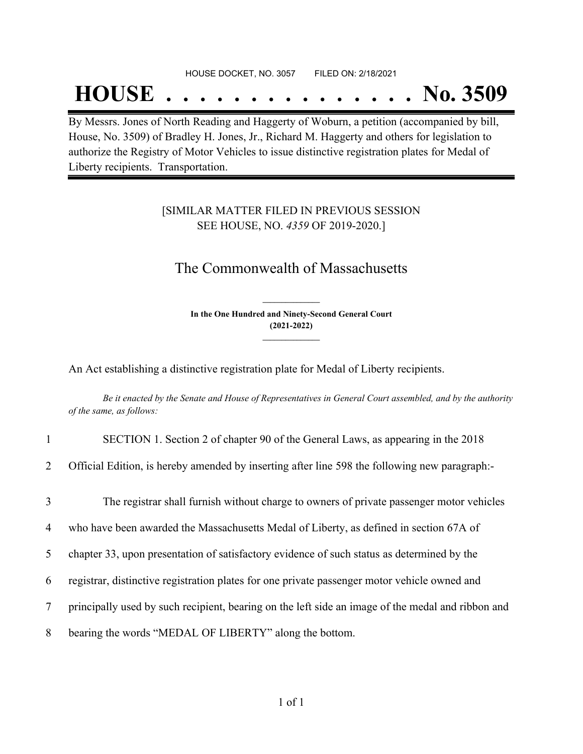HOUSE DOCKET, NO. 3057 FILED ON: 2/18/2021

# HOUSE . . . . . . . . . . . . . . . No. 3509

By Messrs. Jones of North Reading and Haggerty of Woburn, a petition (accompanied by bill, House, No. 3509) of Bradley H. Jones, Jr., Richard M. Haggerty and others for legislation to authorize the Registry of Motor Vehicles to issue distinctive registration plates for Medal of Liberty recipients. Transportation.

[SIMILAR MATTER FILED IN PREVIOUS SESSION SEE HOUSE, NO. *4359* OF 2019-2020.]

## The Commonwealth of Massachusetts

**In the One Hundred and Ninety-Second General Court (2021-2022)**

An Act establishing a distinctive registration plate for Medal of Liberty recipients.

*Be it enacted by the Senate and House of Representatives in General Court assembled, and by the authority of the same, as follows:*

1 SECTION 1. Section 2 of chapter 90 of the General Laws, as appearing in the 2018
2 Official Edition, is hereby amended by inserting after line 598 the following new paragraph:-

3 The registrar shall furnish without charge to owners of private passenger motor vehicles
4 who have been awarded the Massachusetts Medal of Liberty, as defined in section 67A of
5 chapter 33, upon presentation of satisfactory evidence of such status as determined by the
6 registrar, distinctive registration plates for one private passenger motor vehicle owned and
7 principally used by such recipient, bearing on the left side an image of the medal and ribbon and
8 bearing the words "MEDAL OF LIBERTY" along the bottom.